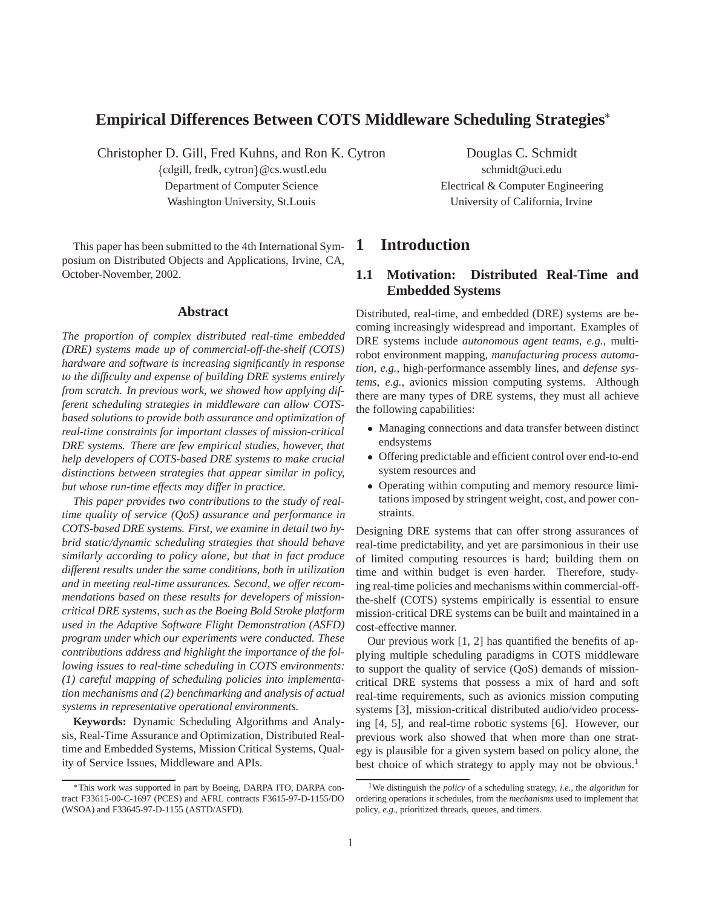# Empirical Differences Between COTS Middleware Scheduling Strategies*

Christopher D. Gill, Fred Kuhns, and Ron K. Cytron
{cdgill, fredk, cytron}@cs.wustl.edu
Department of Computer Science
Washington University, St.Louis

Douglas C. Schmidt
schmidt@uci.edu
Electrical & Computer Engineering
University of California, Irvine

This paper has been submitted to the 4th International Symposium on Distributed Objects and Applications, Irvine, CA, October-November, 2002.

## Abstract

*The proportion of complex distributed real-time embedded (DRE) systems made up of commercial-off-the-shelf (COTS) hardware and software is increasing significantly in response to the difficulty and expense of building DRE systems entirely from scratch. In previous work, we showed how applying different scheduling strategies in middleware can allow COTS-based solutions to provide both assurance and optimization of real-time constraints for important classes of mission-critical DRE systems. There are few empirical studies, however, that help developers of COTS-based DRE systems to make crucial distinctions between strategies that appear similar in policy, but whose run-time effects may differ in practice.*

*This paper provides two contributions to the study of real-time quality of service (QoS) assurance and performance in COTS-based DRE systems. First, we examine in detail two hybrid static/dynamic scheduling strategies that should behave similarly according to policy alone, but that in fact produce different results under the same conditions, both in utilization and in meeting real-time assurances. Second, we offer recommendations based on these results for developers of mission-critical DRE systems, such as the Boeing Bold Stroke platform used in the Adaptive Software Flight Demonstration (ASFD) program under which our experiments were conducted. These contributions address and highlight the importance of the following issues to real-time scheduling in COTS environments: (1) careful mapping of scheduling policies into implementation mechanisms and (2) benchmarking and analysis of actual systems in representative operational environments.*

**Keywords:** Dynamic Scheduling Algorithms and Analysis, Real-Time Assurance and Optimization, Distributed Real-time and Embedded Systems, Mission Critical Systems, Quality of Service Issues, Middleware and APIs.

*This work was supported in part by Boeing, DARPA ITO, DARPA contract F33615-00-C-1697 (PCES) and AFRL contracts F3615-97-D-1155/DO (WSOA) and F33645-97-D-1155 (ASTD/ASFD).

# 1 Introduction

## 1.1 Motivation: Distributed Real-Time and Embedded Systems

Distributed, real-time, and embedded (DRE) systems are becoming increasingly widespread and important. Examples of DRE systems include *autonomous agent teams*, *e.g.*, multi-robot environment mapping, *manufacturing process automation*, *e.g.*, high-performance assembly lines, and *defense systems*, *e.g.*, avionics mission computing systems. Although there are many types of DRE systems, they must all achieve the following capabilities:

- Managing connections and data transfer between distinct endsystems
- Offering predictable and efficient control over end-to-end system resources and
- Operating within computing and memory resource limitations imposed by stringent weight, cost, and power constraints.

Designing DRE systems that can offer strong assurances of real-time predictability, and yet are parsimonious in their use of limited computing resources is hard; building them on time and within budget is even harder. Therefore, studying real-time policies and mechanisms within commercial-off-the-shelf (COTS) systems empirically is essential to ensure mission-critical DRE systems can be built and maintained in a cost-effective manner.

Our previous work [1, 2] has quantified the benefits of applying multiple scheduling paradigms in COTS middleware to support the quality of service (QoS) demands of mission-critical DRE systems that possess a mix of hard and soft real-time requirements, such as avionics mission computing systems [3], mission-critical distributed audio/video processing [4, 5], and real-time robotic systems [6]. However, our previous work also showed that when more than one strategy is plausible for a given system based on policy alone, the best choice of which strategy to apply may not be obvious.[1]

[1] We distinguish the *policy* of a scheduling strategy, *i.e.*, the *algorithm* for ordering operations it schedules, from the *mechanisms* used to implement that policy, *e.g.*, prioritized threads, queues, and timers.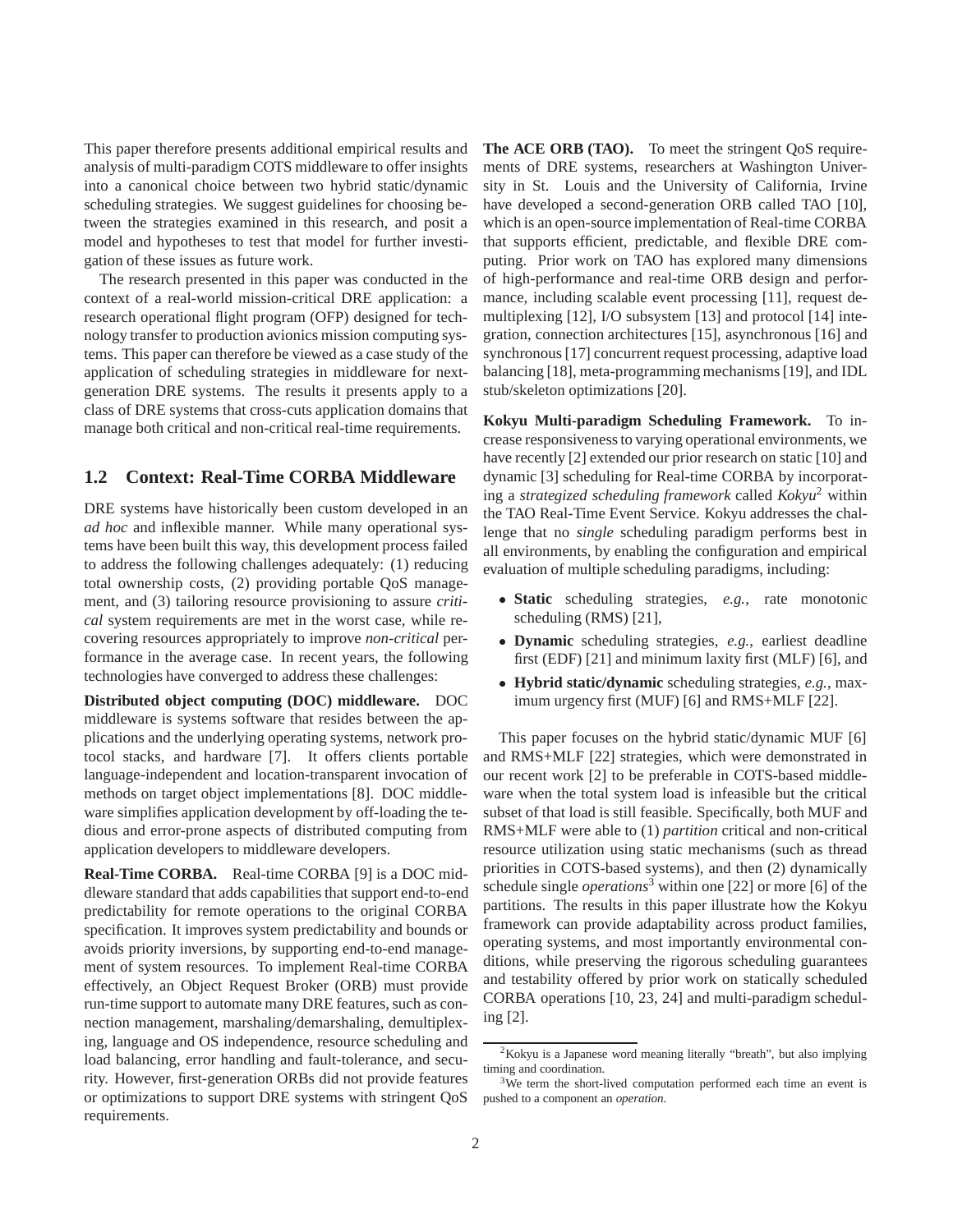This paper therefore presents additional empirical results and analysis of multi-paradigm COTS middleware to offer insights into a canonical choice between two hybrid static/dynamic scheduling strategies. We suggest guidelines for choosing between the strategies examined in this research, and posit a model and hypotheses to test that model for further investigation of these issues as future work.

The research presented in this paper was conducted in the context of a real-world mission-critical DRE application: a research operational flight program (OFP) designed for technology transfer to production avionics mission computing systems. This paper can therefore be viewed as a case study of the application of scheduling strategies in middleware for next-generation DRE systems. The results it presents apply to a class of DRE systems that cross-cuts application domains that manage both critical and non-critical real-time requirements.

## 1.2 Context: Real-Time CORBA Middleware

DRE systems have historically been custom developed in an *ad hoc* and inflexible manner. While many operational systems have been built this way, this development process failed to address the following challenges adequately: (1) reducing total ownership costs, (2) providing portable QoS management, and (3) tailoring resource provisioning to assure *critical* system requirements are met in the worst case, while recovering resources appropriately to improve *non-critical* performance in the average case. In recent years, the following technologies have converged to address these challenges:

**Distributed object computing (DOC) middleware.** DOC middleware is systems software that resides between the applications and the underlying operating systems, network protocol stacks, and hardware [7]. It offers clients portable language-independent and location-transparent invocation of methods on target object implementations [8]. DOC middleware simplifies application development by off-loading the tedious and error-prone aspects of distributed computing from application developers to middleware developers.

**Real-Time CORBA.** Real-time CORBA [9] is a DOC middleware standard that adds capabilities that support end-to-end predictability for remote operations to the original CORBA specification. It improves system predictability and bounds or avoids priority inversions, by supporting end-to-end management of system resources. To implement Real-time CORBA effectively, an Object Request Broker (ORB) must provide run-time support to automate many DRE features, such as connection management, marshaling/demarshaling, demultiplexing, language and OS independence, resource scheduling and load balancing, error handling and fault-tolerance, and security. However, first-generation ORBs did not provide features or optimizations to support DRE systems with stringent QoS requirements.

**The ACE ORB (TAO).** To meet the stringent QoS requirements of DRE systems, researchers at Washington University in St. Louis and the University of California, Irvine have developed a second-generation ORB called TAO [10], which is an open-source implementation of Real-time CORBA that supports efficient, predictable, and flexible DRE computing. Prior work on TAO has explored many dimensions of high-performance and real-time ORB design and performance, including scalable event processing [11], request demultiplexing [12], I/O subsystem [13] and protocol [14] integration, connection architectures [15], asynchronous [16] and synchronous [17] concurrent request processing, adaptive load balancing [18], meta-programming mechanisms [19], and IDL stub/skeleton optimizations [20].

**Kokyu Multi-paradigm Scheduling Framework.** To increase responsiveness to varying operational environments, we have recently [2] extended our prior research on static [10] and dynamic [3] scheduling for Real-time CORBA by incorporating a *strategized scheduling framework* called *Kokyu*[2] within the TAO Real-Time Event Service. Kokyu addresses the challenge that no *single* scheduling paradigm performs best in all environments, by enabling the configuration and empirical evaluation of multiple scheduling paradigms, including:

- **Static** scheduling strategies, *e.g.*, rate monotonic scheduling (RMS) [21],
- **Dynamic** scheduling strategies, *e.g.*, earliest deadline first (EDF) [21] and minimum laxity first (MLF) [6], and
- **Hybrid static/dynamic** scheduling strategies, *e.g.*, maximum urgency first (MUF) [6] and RMS+MLF [22].

This paper focuses on the hybrid static/dynamic MUF [6] and RMS+MLF [22] strategies, which were demonstrated in our recent work [2] to be preferable in COTS-based middleware when the total system load is infeasible but the critical subset of that load is still feasible. Specifically, both MUF and RMS+MLF were able to (1) *partition* critical and non-critical resource utilization using static mechanisms (such as thread priorities in COTS-based systems), and then (2) dynamically schedule single *operations*[3] within one [22] or more [6] of the partitions. The results in this paper illustrate how the Kokyu framework can provide adaptability across product families, operating systems, and most importantly environmental conditions, while preserving the rigorous scheduling guarantees and testability offered by prior work on statically scheduled CORBA operations [10, 23, 24] and multi-paradigm scheduling [2].

[2] Kokyu is a Japanese word meaning literally "breath", but also implying timing and coordination.

[3] We term the short-lived computation performed each time an event is pushed to a component an *operation*.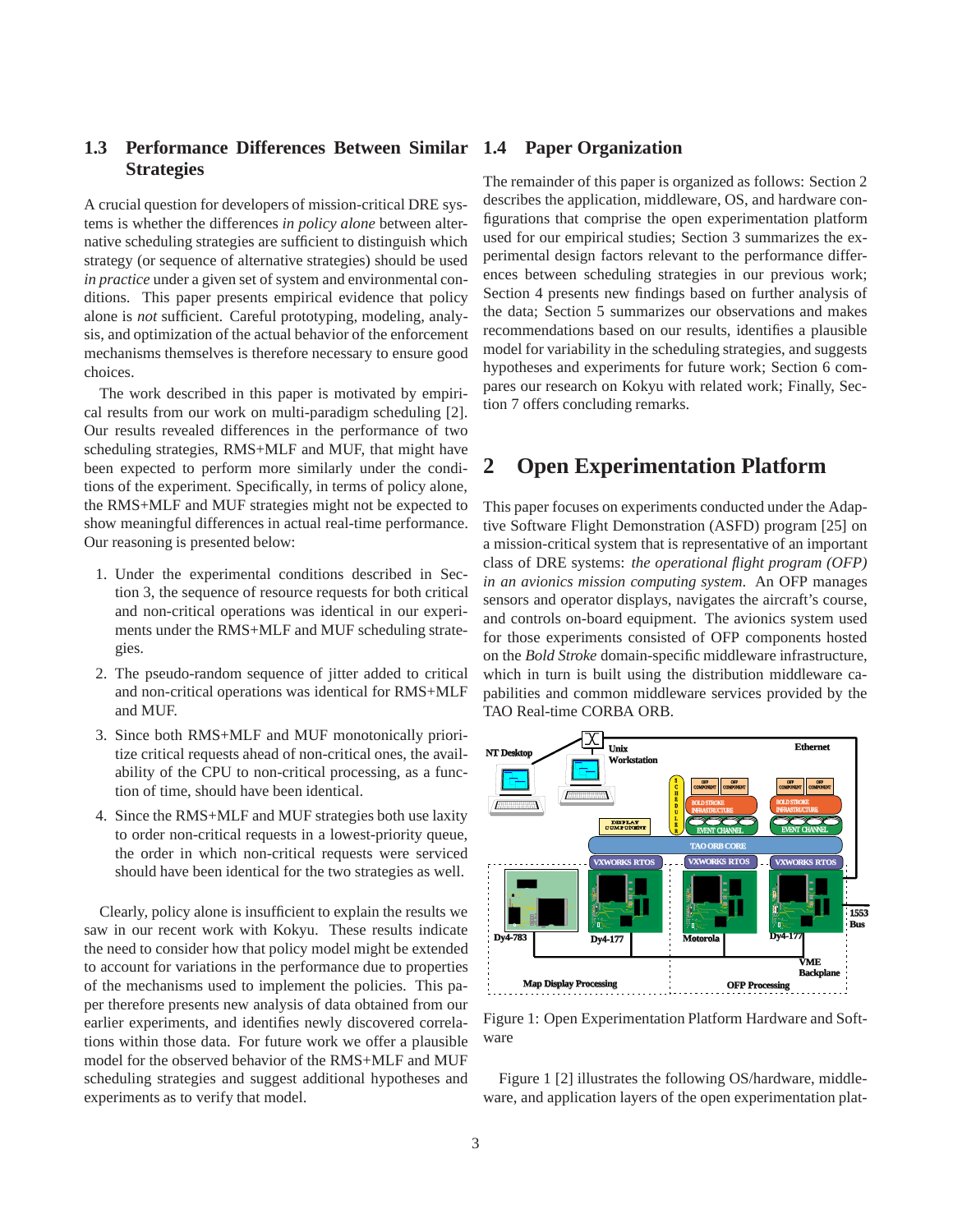### 1.3 Performance Differences Between Similar Strategies

A crucial question for developers of mission-critical DRE systems is whether the differences *in policy alone* between alternative scheduling strategies are sufficient to distinguish which strategy (or sequence of alternative strategies) should be used *in practice* under a given set of system and environmental conditions. This paper presents empirical evidence that policy alone is *not* sufficient. Careful prototyping, modeling, analysis, and optimization of the actual behavior of the enforcement mechanisms themselves is therefore necessary to ensure good choices.

The work described in this paper is motivated by empirical results from our work on multi-paradigm scheduling [2]. Our results revealed differences in the performance of two scheduling strategies, RMS+MLF and MUF, that might have been expected to perform more similarly under the conditions of the experiment. Specifically, in terms of policy alone, the RMS+MLF and MUF strategies might not be expected to show meaningful differences in actual real-time performance. Our reasoning is presented below:

1. Under the experimental conditions described in Section 3, the sequence of resource requests for both critical and non-critical operations was identical in our experiments under the RMS+MLF and MUF scheduling strategies.
2. The pseudo-random sequence of jitter added to critical and non-critical operations was identical for RMS+MLF and MUF.
3. Since both RMS+MLF and MUF monotonically prioritize critical requests ahead of non-critical ones, the availability of the CPU to non-critical processing, as a function of time, should have been identical.
4. Since the RMS+MLF and MUF strategies both use laxity to order non-critical requests in a lowest-priority queue, the order in which non-critical requests were serviced should have been identical for the two strategies as well.

Clearly, policy alone is insufficient to explain the results we saw in our recent work with Kokyu. These results indicate the need to consider how that policy model might be extended to account for variations in the performance due to properties of the mechanisms used to implement the policies. This paper therefore presents new analysis of data obtained from our earlier experiments, and identifies newly discovered correlations within those data. For future work we offer a plausible model for the observed behavior of the RMS+MLF and MUF scheduling strategies and suggest additional hypotheses and experiments as to verify that model.

### 1.4 Paper Organization

The remainder of this paper is organized as follows: Section 2 describes the application, middleware, OS, and hardware configurations that comprise the open experimentation platform used for our empirical studies; Section 3 summarizes the experimental design factors relevant to the performance differences between scheduling strategies in our previous work; Section 4 presents new findings based on further analysis of the data; Section 5 summarizes our observations and makes recommendations based on our results, identifies a plausible model for variability in the scheduling strategies, and suggests hypotheses and experiments for future work; Section 6 compares our research on Kokyu with related work; Finally, Section 7 offers concluding remarks.

## 2 Open Experimentation Platform

This paper focuses on experiments conducted under the Adaptive Software Flight Demonstration (ASFD) program [25] on a mission-critical system that is representative of an important class of DRE systems: *the operational flight program (OFP) in an avionics mission computing system*. An OFP manages sensors and operator displays, navigates the aircraft's course, and controls on-board equipment. The avionics system used for those experiments consisted of OFP components hosted on the *Bold Stroke* domain-specific middleware infrastructure, which in turn is built using the distribution middleware capabilities and common middleware services provided by the TAO Real-time CORBA ORB.

Figure 1: Open Experimentation Platform Hardware and Software

Figure 1 [2] illustrates the following OS/hardware, middleware, and application layers of the open experimentation plat-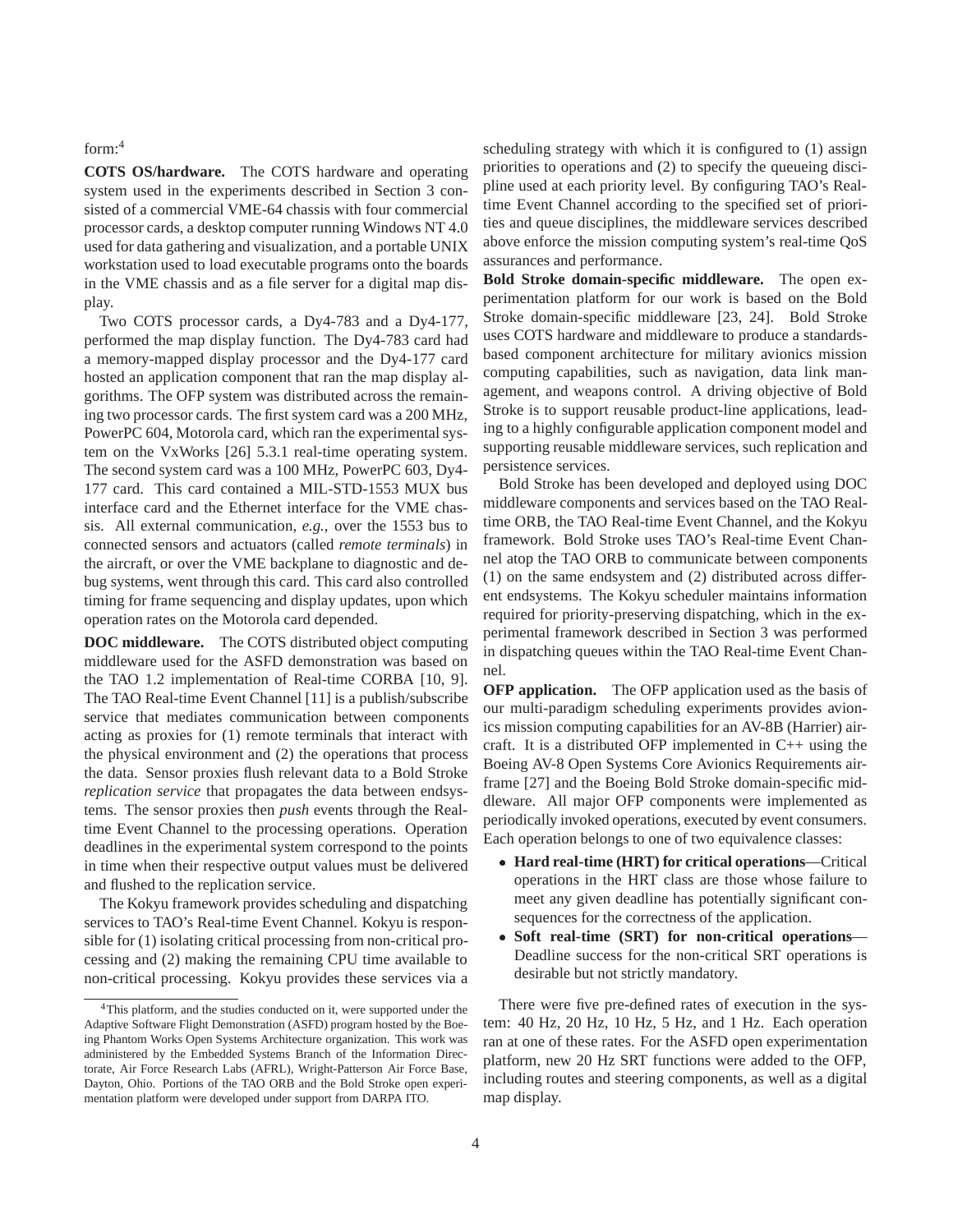form:[4]

**COTS OS/hardware.** The COTS hardware and operating system used in the experiments described in Section 3 consisted of a commercial VME-64 chassis with four commercial processor cards, a desktop computer running Windows NT 4.0 used for data gathering and visualization, and a portable UNIX workstation used to load executable programs onto the boards in the VME chassis and as a file server for a digital map display.

Two COTS processor cards, a Dy4-783 and a Dy4-177, performed the map display function. The Dy4-783 card had a memory-mapped display processor and the Dy4-177 card hosted an application component that ran the map display algorithms. The OFP system was distributed across the remaining two processor cards. The first system card was a 200 MHz, PowerPC 604, Motorola card, which ran the experimental system on the VxWorks [26] 5.3.1 real-time operating system. The second system card was a 100 MHz, PowerPC 603, Dy4-177 card. This card contained a MIL-STD-1553 MUX bus interface card and the Ethernet interface for the VME chassis. All external communication, *e.g.*, over the 1553 bus to connected sensors and actuators (called *remote terminals*) in the aircraft, or over the VME backplane to diagnostic and debug systems, went through this card. This card also controlled timing for frame sequencing and display updates, upon which operation rates on the Motorola card depended.

**DOC middleware.** The COTS distributed object computing middleware used for the ASFD demonstration was based on the TAO 1.2 implementation of Real-time CORBA [10, 9]. The TAO Real-time Event Channel [11] is a publish/subscribe service that mediates communication between components acting as proxies for (1) remote terminals that interact with the physical environment and (2) the operations that process the data. Sensor proxies flush relevant data to a Bold Stroke *replication service* that propagates the data between endsystems. The sensor proxies then *push* events through the Real-time Event Channel to the processing operations. Operation deadlines in the experimental system correspond to the points in time when their respective output values must be delivered and flushed to the replication service.

The Kokyu framework provides scheduling and dispatching services to TAO's Real-time Event Channel. Kokyu is responsible for (1) isolating critical processing from non-critical processing and (2) making the remaining CPU time available to non-critical processing. Kokyu provides these services via a scheduling strategy with which it is configured to (1) assign priorities to operations and (2) to specify the queueing discipline used at each priority level. By configuring TAO's Real-time Event Channel according to the specified set of priorities and queue disciplines, the middleware services described above enforce the mission computing system's real-time QoS assurances and performance.

**Bold Stroke domain-specific middleware.** The open experimentation platform for our work is based on the Bold Stroke domain-specific middleware [23, 24]. Bold Stroke uses COTS hardware and middleware to produce a standards-based component architecture for military avionics mission computing capabilities, such as navigation, data link management, and weapons control. A driving objective of Bold Stroke is to support reusable product-line applications, leading to a highly configurable application component model and supporting reusable middleware services, such replication and persistence services.

Bold Stroke has been developed and deployed using DOC middleware components and services based on the TAO Real-time ORB, the TAO Real-time Event Channel, and the Kokyu framework. Bold Stroke uses TAO's Real-time Event Channel atop the TAO ORB to communicate between components (1) on the same endsystem and (2) distributed across different endsystems. The Kokyu scheduler maintains information required for priority-preserving dispatching, which in the experimental framework described in Section 3 was performed in dispatching queues within the TAO Real-time Event Channel.

**OFP application.** The OFP application used as the basis of our multi-paradigm scheduling experiments provides avionics mission computing capabilities for an AV-8B (Harrier) aircraft. It is a distributed OFP implemented in C++ using the Boeing AV-8 Open Systems Core Avionics Requirements airframe [27] and the Boeing Bold Stroke domain-specific middleware. All major OFP components were implemented as periodically invoked operations, executed by event consumers. Each operation belongs to one of two equivalence classes:

- **Hard real-time (HRT) for critical operations**—Critical operations in the HRT class are those whose failure to meet any given deadline has potentially significant consequences for the correctness of the application.
- **Soft real-time (SRT) for non-critical operations**—Deadline success for the non-critical SRT operations is desirable but not strictly mandatory.

There were five pre-defined rates of execution in the system: 40 Hz, 20 Hz, 10 Hz, 5 Hz, and 1 Hz. Each operation ran at one of these rates. For the ASFD open experimentation platform, new 20 Hz SRT functions were added to the OFP, including routes and steering components, as well as a digital map display.

[4] This platform, and the studies conducted on it, were supported under the Adaptive Software Flight Demonstration (ASFD) program hosted by the Boeing Phantom Works Open Systems Architecture organization. This work was administered by the Embedded Systems Branch of the Information Directorate, Air Force Research Labs (AFRL), Wright-Patterson Air Force Base, Dayton, Ohio. Portions of the TAO ORB and the Bold Stroke open experimentation platform were developed under support from DARPA ITO.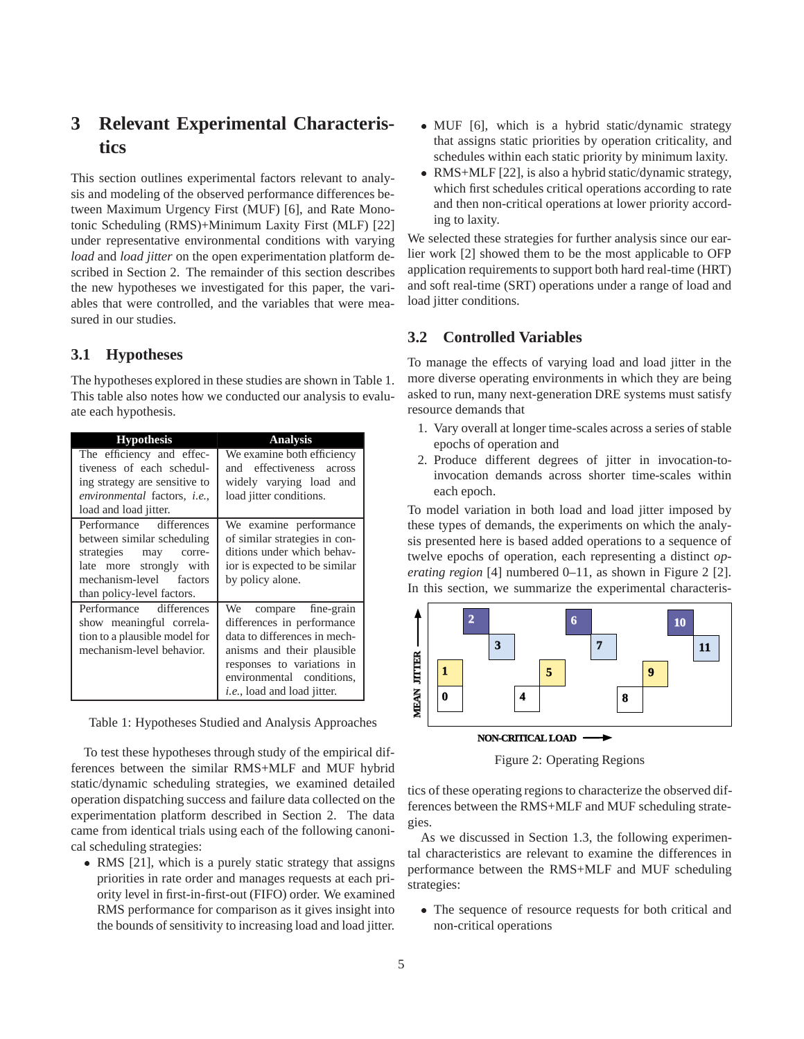## 3 Relevant Experimental Characteristics

This section outlines experimental factors relevant to analysis and modeling of the observed performance differences between Maximum Urgency First (MUF) [6], and Rate Monotonic Scheduling (RMS)+Minimum Laxity First (MLF) [22] under representative environmental conditions with varying *load* and *load jitter* on the open experimentation platform described in Section 2. The remainder of this section describes the new hypotheses we investigated for this paper, the variables that were controlled, and the variables that were measured in our studies.

### 3.1 Hypotheses

The hypotheses explored in these studies are shown in Table 1. This table also notes how we conducted our analysis to evaluate each hypothesis.

| Hypothesis | Analysis |
|---|---|
| The efficiency and effectiveness of each scheduling strategy are sensitive to *environmental* factors, *i.e.*, load and load jitter. | We examine both efficiency and effectiveness across widely varying load and load jitter conditions. |
| Performance differences between similar scheduling strategies may correlate more strongly with mechanism-level factors than policy-level factors. | We examine performance of similar strategies in conditions under which behavior is expected to be similar by policy alone. |
| Performance differences show meaningful correlation to a plausible model for mechanism-level behavior. | We compare fine-grain differences in performance data to differences in mechanisms and their plausible responses to variations in environmental conditions, *i.e.*, load and load jitter. |

Table 1: Hypotheses Studied and Analysis Approaches

To test these hypotheses through study of the empirical differences between the similar RMS+MLF and MUF hybrid static/dynamic scheduling strategies, we examined detailed operation dispatching success and failure data collected on the experimentation platform described in Section 2. The data came from identical trials using each of the following canonical scheduling strategies:

- RMS [21], which is a purely static strategy that assigns priorities in rate order and manages requests at each priority level in first-in-first-out (FIFO) order. We examined RMS performance for comparison as it gives insight into the bounds of sensitivity to increasing load and load jitter.
- MUF [6], which is a hybrid static/dynamic strategy that assigns static priorities by operation criticality, and schedules within each static priority by minimum laxity.
- RMS+MLF [22], is also a hybrid static/dynamic strategy, which first schedules critical operations according to rate and then non-critical operations at lower priority according to laxity.

We selected these strategies for further analysis since our earlier work [2] showed them to be the most applicable to OFP application requirements to support both hard real-time (HRT) and soft real-time (SRT) operations under a range of load and load jitter conditions.

### 3.2 Controlled Variables

To manage the effects of varying load and load jitter in the more diverse operating environments in which they are being asked to run, many next-generation DRE systems must satisfy resource demands that

1. Vary overall at longer time-scales across a series of stable epochs of operation and
2. Produce different degrees of jitter in invocation-to-invocation demands across shorter time-scales within each epoch.

To model variation in both load and load jitter imposed by these types of demands, the experiments on which the analysis presented here is based added operations to a sequence of twelve epochs of operation, each representing a distinct *operating region* [4] numbered 0–11, as shown in Figure 2 [2]. In this section, we summarize the experimental characteristics of these operating regions to characterize the observed differences between the RMS+MLF and MUF scheduling strategies.

Figure 2: Operating Regions

As we discussed in Section 1.3, the following experimental characteristics are relevant to examine the differences in performance between the RMS+MLF and MUF scheduling strategies:

- The sequence of resource requests for both critical and non-critical operations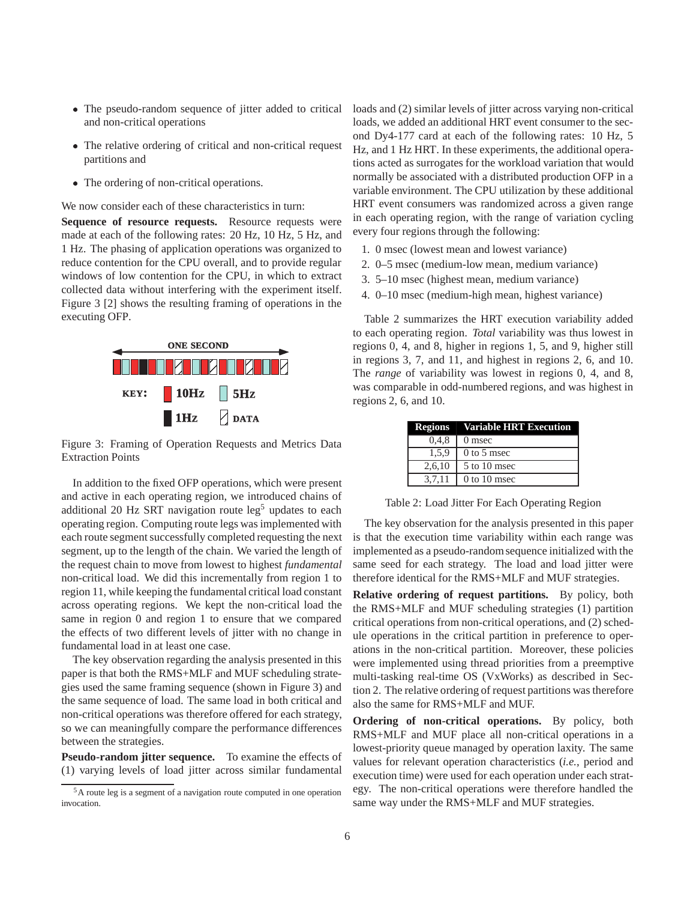- The pseudo-random sequence of jitter added to critical and non-critical operations
- The relative ordering of critical and non-critical request partitions and
- The ordering of non-critical operations.

We now consider each of these characteristics in turn:

**Sequence of resource requests.** Resource requests were made at each of the following rates: 20 Hz, 10 Hz, 5 Hz, and 1 Hz. The phasing of application operations was organized to reduce contention for the CPU overall, and to provide regular windows of low contention for the CPU, in which to extract collected data without interfering with the experiment itself. Figure 3 [2] shows the resulting framing of operations in the executing OFP.

Figure 3: Framing of Operation Requests and Metrics Data Extraction Points

In addition to the fixed OFP operations, which were present and active in each operating region, we introduced chains of additional 20 Hz SRT navigation route leg[5] updates to each operating region. Computing route legs was implemented with each route segment successfully completed requesting the next segment, up to the length of the chain. We varied the length of the request chain to move from lowest to highest *fundamental* non-critical load. We did this incrementally from region 1 to region 11, while keeping the fundamental critical load constant across operating regions. We kept the non-critical load the same in region 0 and region 1 to ensure that we compared the effects of two different levels of jitter with no change in fundamental load in at least one case.

The key observation regarding the analysis presented in this paper is that both the RMS+MLF and MUF scheduling strategies used the same framing sequence (shown in Figure 3) and the same sequence of load. The same load in both critical and non-critical operations was therefore offered for each strategy, so we can meaningfully compare the performance differences between the strategies.

**Pseudo-random jitter sequence.** To examine the effects of (1) varying levels of load jitter across similar fundamental loads and (2) similar levels of jitter across varying non-critical loads, we added an additional HRT event consumer to the second Dy4-177 card at each of the following rates: 10 Hz, 5 Hz, and 1 Hz HRT. In these experiments, the additional operations acted as surrogates for the workload variation that would normally be associated with a distributed production OFP in a variable environment. The CPU utilization by these additional HRT event consumers was randomized across a given range in each operating region, with the range of variation cycling every four regions through the following:

1. 0 msec (lowest mean and lowest variance)
2. 0–5 msec (medium-low mean, medium variance)
3. 5–10 msec (highest mean, medium variance)
4. 0–10 msec (medium-high mean, highest variance)

Table 2 summarizes the HRT execution variability added to each operating region. *Total* variability was thus lowest in regions 0, 4, and 8, higher in regions 1, 5, and 9, higher still in regions 3, 7, and 11, and highest in regions 2, 6, and 10. The *range* of variability was lowest in regions 0, 4, and 8, was comparable in odd-numbered regions, and was highest in regions 2, 6, and 10.

| Regions | Variable HRT Execution |
|---|---|
| 0,4,8 | 0 msec |
| 1,5,9 | 0 to 5 msec |
| 2,6,10 | 5 to 10 msec |
| 3,7,11 | 0 to 10 msec |

Table 2: Load Jitter For Each Operating Region

The key observation for the analysis presented in this paper is that the execution time variability within each range was implemented as a pseudo-random sequence initialized with the same seed for each strategy. The load and load jitter were therefore identical for the RMS+MLF and MUF strategies.

**Relative ordering of request partitions.** By policy, both the RMS+MLF and MUF scheduling strategies (1) partition critical operations from non-critical operations, and (2) schedule operations in the critical partition in preference to operations in the non-critical partition. Moreover, these policies were implemented using thread priorities from a preemptive multi-tasking real-time OS (VxWorks) as described in Section 2. The relative ordering of request partitions was therefore also the same for RMS+MLF and MUF.

**Ordering of non-critical operations.** By policy, both RMS+MLF and MUF place all non-critical operations in a lowest-priority queue managed by operation laxity. The same values for relevant operation characteristics (*i.e.*, period and execution time) were used for each operation under each strategy. The non-critical operations were therefore handled the same way under the RMS+MLF and MUF strategies.

[5] A route leg is a segment of a navigation route computed in one operation invocation.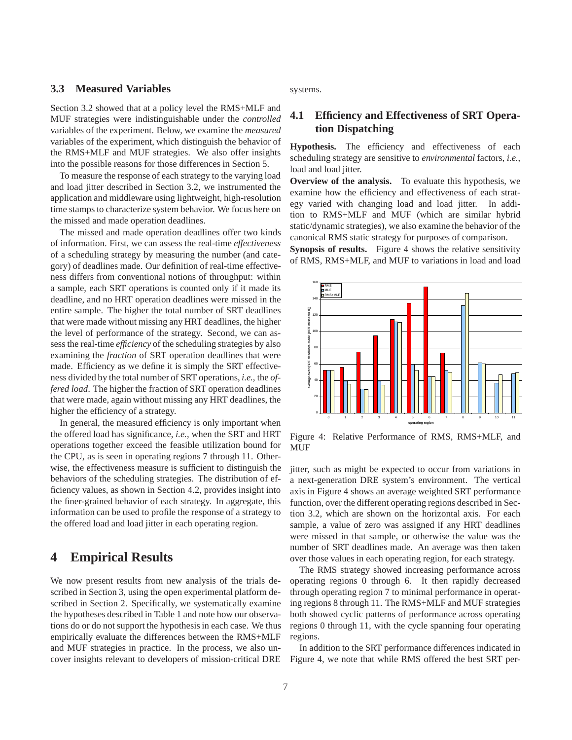### 3.3 Measured Variables

Section 3.2 showed that at a policy level the RMS+MLF and MUF strategies were indistinguishable under the *controlled* variables of the experiment. Below, we examine the *measured* variables of the experiment, which distinguish the behavior of the RMS+MLF and MUF strategies. We also offer insights into the possible reasons for those differences in Section 5.

To measure the response of each strategy to the varying load and load jitter described in Section 3.2, we instrumented the application and middleware using lightweight, high-resolution time stamps to characterize system behavior. We focus here on the missed and made operation deadlines.

The missed and made operation deadlines offer two kinds of information. First, we can assess the real-time *effectiveness* of a scheduling strategy by measuring the number (and category) of deadlines made. Our definition of real-time effectiveness differs from conventional notions of throughput: within a sample, each SRT operations is counted only if it made its deadline, and no HRT operation deadlines were missed in the entire sample. The higher the total number of SRT deadlines that were made without missing any HRT deadlines, the higher the level of performance of the strategy. Second, we can assess the real-time *efficiency* of the scheduling strategies by also examining the *fraction* of SRT operation deadlines that were made. Efficiency as we define it is simply the SRT effectiveness divided by the total number of SRT operations, *i.e.*, the *offered load*. The higher the fraction of SRT operation deadlines that were made, again without missing any HRT deadlines, the higher the efficiency of a strategy.

In general, the measured efficiency is only important when the offered load has significance, *i.e.*, when the SRT and HRT operations together exceed the feasible utilization bound for the CPU, as is seen in operating regions 7 through 11. Otherwise, the effectiveness measure is sufficient to distinguish the behaviors of the scheduling strategies. The distribution of efficiency values, as shown in Section 4.2, provides insight into the finer-grained behavior of each strategy. In aggregate, this information can be used to profile the response of a strategy to the offered load and load jitter in each operating region.

# 4 Empirical Results

We now present results from new analysis of the trials described in Section 3, using the open experimental platform described in Section 2. Specifically, we systematically examine the hypotheses described in Table 1 and note how our observations do or do not support the hypothesis in each case. We thus empirically evaluate the differences between the RMS+MLF and MUF strategies in practice. In the process, we also uncover insights relevant to developers of mission-critical DRE systems.

## 4.1 Efficiency and Effectiveness of SRT Operation Dispatching

**Hypothesis.** The efficiency and effectiveness of each scheduling strategy are sensitive to *environmental* factors, *i.e.*, load and load jitter.

**Overview of the analysis.** To evaluate this hypothesis, we examine how the efficiency and effectiveness of each strategy varied with changing load and load jitter. In addition to RMS+MLF and MUF (which are similar hybrid static/dynamic strategies), we also examine the behavior of the canonical RMS static strategy for purposes of comparison.

**Synopsis of results.** Figure 4 shows the relative sensitivity of RMS, RMS+MLF, and MUF to variations in load and load jitter, such as might be expected to occur from variations in a next-generation DRE system's environment. The vertical axis in Figure 4 shows an average weighted SRT performance function, over the different operating regions described in Section 3.2, which are shown on the horizontal axis. For each sample, a value of zero was assigned if any HRT deadlines were missed in that sample, or otherwise the value was the number of SRT deadlines made. An average was then taken over those values in each operating region, for each strategy.

Figure 4: Relative Performance of RMS, RMS+MLF, and MUF

The RMS strategy showed increasing performance across operating regions 0 through 6. It then rapidly decreased through operating region 7 to minimal performance in operating regions 8 through 11. The RMS+MLF and MUF strategies both showed cyclic patterns of performance across operating regions 0 through 11, with the cycle spanning four operating regions.

In addition to the SRT performance differences indicated in Figure 4, we note that while RMS offered the best SRT per-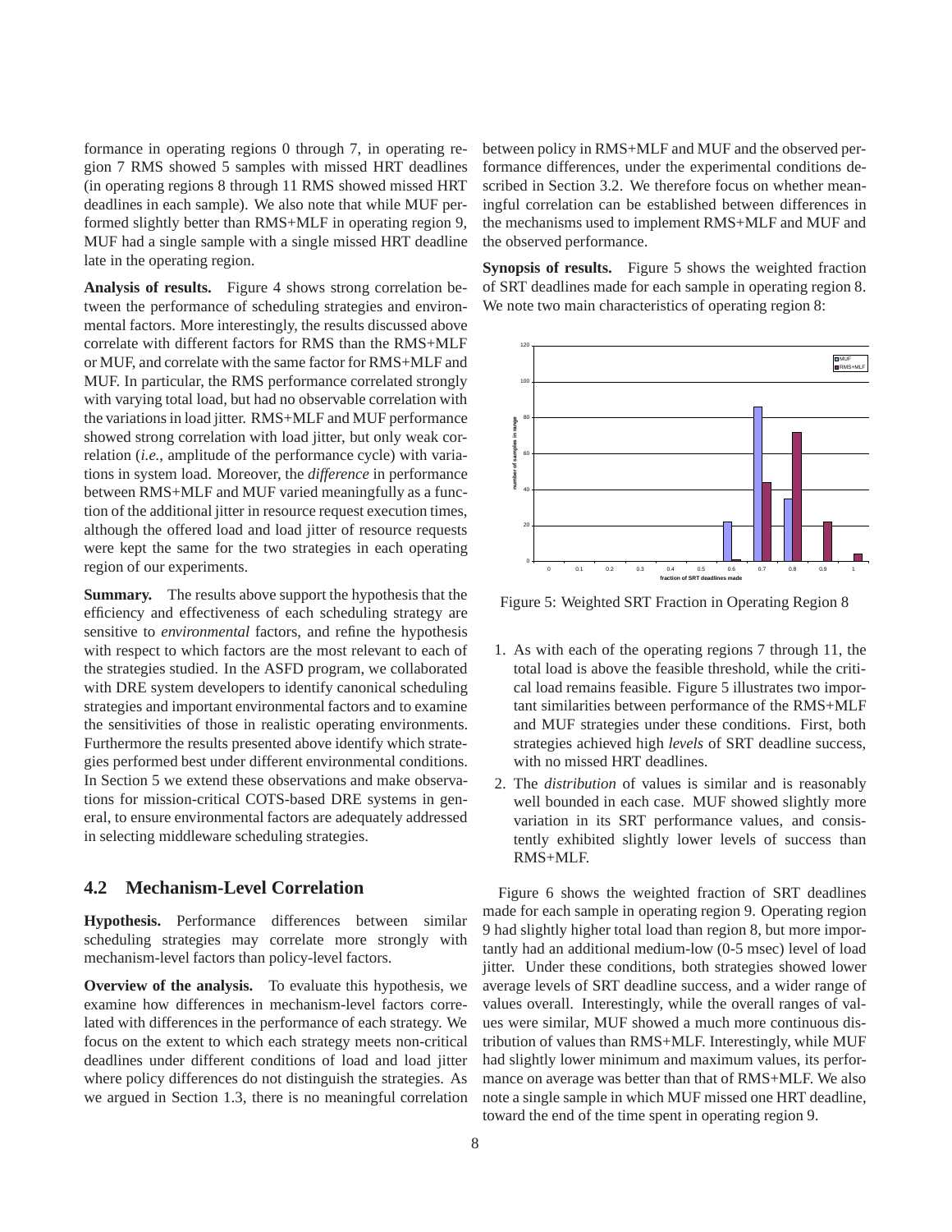formance in operating regions 0 through 7, in operating region 7 RMS showed 5 samples with missed HRT deadlines (in operating regions 8 through 11 RMS showed missed HRT deadlines in each sample). We also note that while MUF performed slightly better than RMS+MLF in operating region 9, MUF had a single sample with a single missed HRT deadline late in the operating region.

**Analysis of results.** Figure 4 shows strong correlation between the performance of scheduling strategies and environmental factors. More interestingly, the results discussed above correlate with different factors for RMS than the RMS+MLF or MUF, and correlate with the same factor for RMS+MLF and MUF. In particular, the RMS performance correlated strongly with varying total load, but had no observable correlation with the variations in load jitter. RMS+MLF and MUF performance showed strong correlation with load jitter, but only weak correlation (*i.e.*, amplitude of the performance cycle) with variations in system load. Moreover, the *difference* in performance between RMS+MLF and MUF varied meaningfully as a function of the additional jitter in resource request execution times, although the offered load and load jitter of resource requests were kept the same for the two strategies in each operating region of our experiments.

**Summary.** The results above support the hypothesis that the efficiency and effectiveness of each scheduling strategy are sensitive to *environmental* factors, and refine the hypothesis with respect to which factors are the most relevant to each of the strategies studied. In the ASFD program, we collaborated with DRE system developers to identify canonical scheduling strategies and important environmental factors and to examine the sensitivities of those in realistic operating environments. Furthermore the results presented above identify which strategies performed best under different environmental conditions. In Section 5 we extend these observations and make observations for mission-critical COTS-based DRE systems in general, to ensure environmental factors are adequately addressed in selecting middleware scheduling strategies.

## 4.2 Mechanism-Level Correlation

**Hypothesis.** Performance differences between similar scheduling strategies may correlate more strongly with mechanism-level factors than policy-level factors.

**Overview of the analysis.** To evaluate this hypothesis, we examine how differences in mechanism-level factors correlated with differences in the performance of each strategy. We focus on the extent to which each strategy meets non-critical deadlines under different conditions of load and load jitter where policy differences do not distinguish the strategies. As we argued in Section 1.3, there is no meaningful correlation between policy in RMS+MLF and MUF and the observed performance differences, under the experimental conditions described in Section 3.2. We therefore focus on whether meaningful correlation can be established between differences in the mechanisms used to implement RMS+MLF and MUF and the observed performance.

**Synopsis of results.** Figure 5 shows the weighted fraction of SRT deadlines made for each sample in operating region 8. We note two main characteristics of operating region 8:

Figure 5: Weighted SRT Fraction in Operating Region 8

1. As with each of the operating regions 7 through 11, the total load is above the feasible threshold, while the critical load remains feasible. Figure 5 illustrates two important similarities between performance of the RMS+MLF and MUF strategies under these conditions. First, both strategies achieved high *levels* of SRT deadline success, with no missed HRT deadlines.
2. The *distribution* of values is similar and is reasonably well bounded in each case. MUF showed slightly more variation in its SRT performance values, and consistently exhibited slightly lower levels of success than RMS+MLF.

Figure 6 shows the weighted fraction of SRT deadlines made for each sample in operating region 9. Operating region 9 had slightly higher total load than region 8, but more importantly had an additional medium-low (0-5 msec) level of load jitter. Under these conditions, both strategies showed lower average levels of SRT deadline success, and a wider range of values overall. Interestingly, while the overall ranges of values were similar, MUF showed a much more continuous distribution of values than RMS+MLF. Interestingly, while MUF had slightly lower minimum and maximum values, its performance on average was better than that of RMS+MLF. We also note a single sample in which MUF missed one HRT deadline, toward the end of the time spent in operating region 9.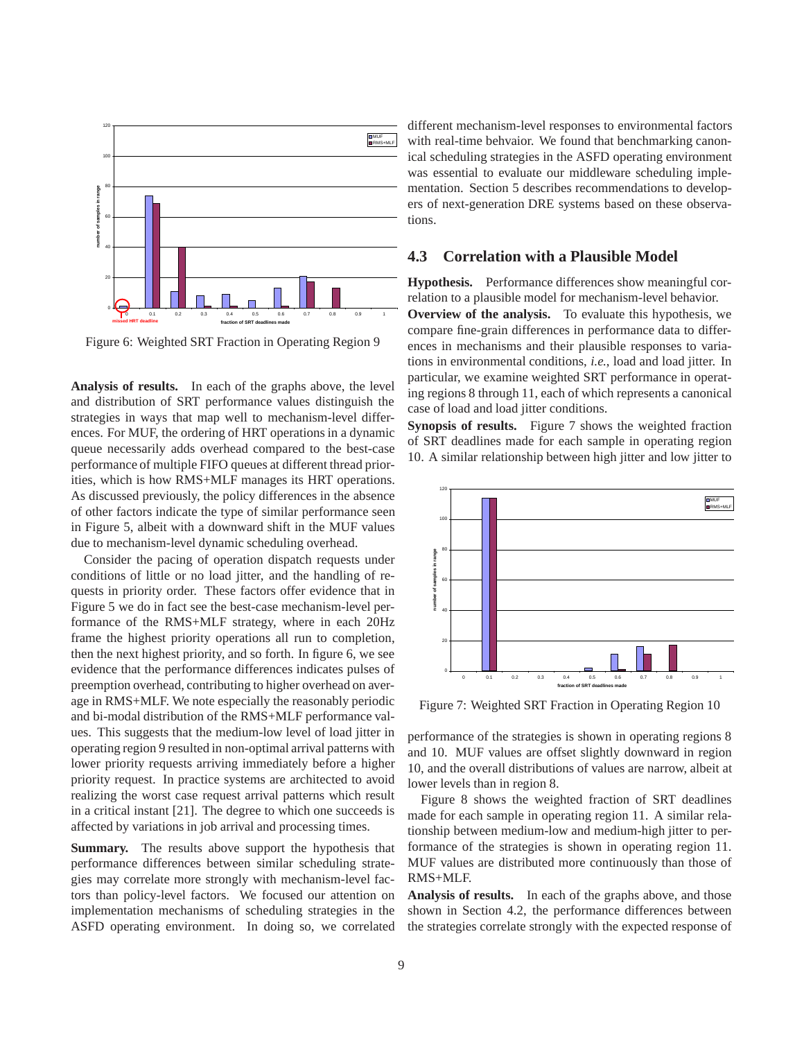Figure 6: Weighted SRT Fraction in Operating Region 9

**Analysis of results.** In each of the graphs above, the level and distribution of SRT performance values distinguish the strategies in ways that map well to mechanism-level differences. For MUF, the ordering of HRT operations in a dynamic queue necessarily adds overhead compared to the best-case performance of multiple FIFO queues at different thread priorities, which is how RMS+MLF manages its HRT operations. As discussed previously, the policy differences in the absence of other factors indicate the type of similar performance seen in Figure 5, albeit with a downward shift in the MUF values due to mechanism-level dynamic scheduling overhead.

Consider the pacing of operation dispatch requests under conditions of little or no load jitter, and the handling of requests in priority order. These factors offer evidence that in Figure 5 we do in fact see the best-case mechanism-level performance of the RMS+MLF strategy, where in each 20Hz frame the highest priority operations all run to completion, then the next highest priority, and so forth. In figure 6, we see evidence that the performance differences indicates pulses of preemption overhead, contributing to higher overhead on average in RMS+MLF. We note especially the reasonably periodic and bi-modal distribution of the RMS+MLF performance values. This suggests that the medium-low level of load jitter in operating region 9 resulted in non-optimal arrival patterns with lower priority requests arriving immediately before a higher priority request. In practice systems are architected to avoid realizing the worst case request arrival patterns which result in a critical instant [21]. The degree to which one succeeds is affected by variations in job arrival and processing times.

**Summary.** The results above support the hypothesis that performance differences between similar scheduling strategies may correlate more strongly with mechanism-level factors than policy-level factors. We focused our attention on implementation mechanisms of scheduling strategies in the ASFD operating environment. In doing so, we correlated different mechanism-level responses to environmental factors with real-time behvaior. We found that benchmarking canonical scheduling strategies in the ASFD operating environment was essential to evaluate our middleware scheduling implementation. Section 5 describes recommendations to developers of next-generation DRE systems based on these observations.

### 4.3 Correlation with a Plausible Model

**Hypothesis.** Performance differences show meaningful correlation to a plausible model for mechanism-level behavior.

**Overview of the analysis.** To evaluate this hypothesis, we compare fine-grain differences in performance data to differences in mechanisms and their plausible responses to variations in environmental conditions, *i.e.*, load and load jitter. In particular, we examine weighted SRT performance in operating regions 8 through 11, each of which represents a canonical case of load and load jitter conditions.

**Synopsis of results.** Figure 7 shows the weighted fraction of SRT deadlines made for each sample in operating region 10. A similar relationship between high jitter and low jitter to performance of the strategies is shown in operating regions 8 and 10. MUF values are offset slightly downward in region 10, and the overall distributions of values are narrow, albeit at lower levels than in region 8.

Figure 7: Weighted SRT Fraction in Operating Region 10

Figure 8 shows the weighted fraction of SRT deadlines made for each sample in operating region 11. A similar relationship between medium-low and medium-high jitter to performance of the strategies is shown in operating region 11. MUF values are distributed more continuously than those of RMS+MLF.

**Analysis of results.** In each of the graphs above, and those shown in Section 4.2, the performance differences between the strategies correlate strongly with the expected response of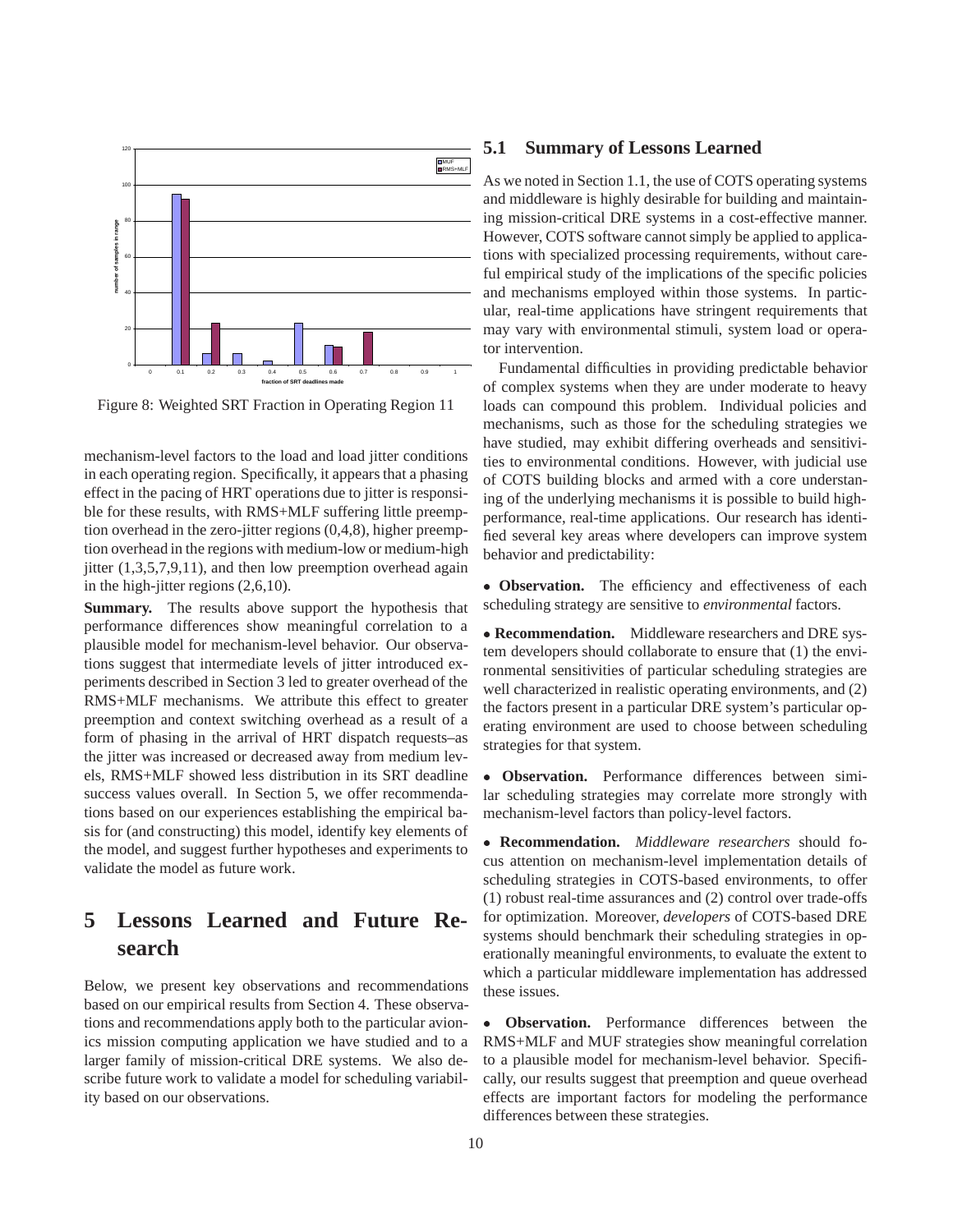Figure 8: Weighted SRT Fraction in Operating Region 11

mechanism-level factors to the load and load jitter conditions in each operating region. Specifically, it appears that a phasing effect in the pacing of HRT operations due to jitter is responsible for these results, with RMS+MLF suffering little preemption overhead in the zero-jitter regions (0,4,8), higher preemption overhead in the regions with medium-low or medium-high jitter (1,3,5,7,9,11), and then low preemption overhead again in the high-jitter regions (2,6,10).

**Summary.** The results above support the hypothesis that performance differences show meaningful correlation to a plausible model for mechanism-level behavior. Our observations suggest that intermediate levels of jitter introduced experiments described in Section 3 led to greater overhead of the RMS+MLF mechanisms. We attribute this effect to greater preemption and context switching overhead as a result of a form of phasing in the arrival of HRT dispatch requests–as the jitter was increased or decreased away from medium levels, RMS+MLF showed less distribution in its SRT deadline success values overall. In Section 5, we offer recommendations based on our experiences establishing the empirical basis for (and constructing) this model, identify key elements of the model, and suggest further hypotheses and experiments to validate the model as future work.

# 5 Lessons Learned and Future Research

Below, we present key observations and recommendations based on our empirical results from Section 4. These observations and recommendations apply both to the particular avionics mission computing application we have studied and to a larger family of mission-critical DRE systems. We also describe future work to validate a model for scheduling variability based on our observations.

## 5.1 Summary of Lessons Learned

As we noted in Section 1.1, the use of COTS operating systems and middleware is highly desirable for building and maintaining mission-critical DRE systems in a cost-effective manner. However, COTS software cannot simply be applied to applications with specialized processing requirements, without careful empirical study of the implications of the specific policies and mechanisms employed within those systems. In particular, real-time applications have stringent requirements that may vary with environmental stimuli, system load or operator intervention.

Fundamental difficulties in providing predictable behavior of complex systems when they are under moderate to heavy loads can compound this problem. Individual policies and mechanisms, such as those for the scheduling strategies we have studied, may exhibit differing overheads and sensitivities to environmental conditions. However, with judicial use of COTS building blocks and armed with a core understanding of the underlying mechanisms it is possible to build high-performance, real-time applications. Our research has identified several key areas where developers can improve system behavior and predictability:

- **Observation.** The efficiency and effectiveness of each scheduling strategy are sensitive to *environmental* factors.

- **Recommendation.** Middleware researchers and DRE system developers should collaborate to ensure that (1) the environmental sensitivities of particular scheduling strategies are well characterized in realistic operating environments, and (2) the factors present in a particular DRE system's particular operating environment are used to choose between scheduling strategies for that system.

- **Observation.** Performance differences between similar scheduling strategies may correlate more strongly with mechanism-level factors than policy-level factors.

- **Recommendation.** *Middleware researchers* should focus attention on mechanism-level implementation details of scheduling strategies in COTS-based environments, to offer (1) robust real-time assurances and (2) control over trade-offs for optimization. Moreover, *developers* of COTS-based DRE systems should benchmark their scheduling strategies in operationally meaningful environments, to evaluate the extent to which a particular middleware implementation has addressed these issues.

- **Observation.** Performance differences between the RMS+MLF and MUF strategies show meaningful correlation to a plausible model for mechanism-level behavior. Specifically, our results suggest that preemption and queue overhead effects are important factors for modeling the performance differences between these strategies.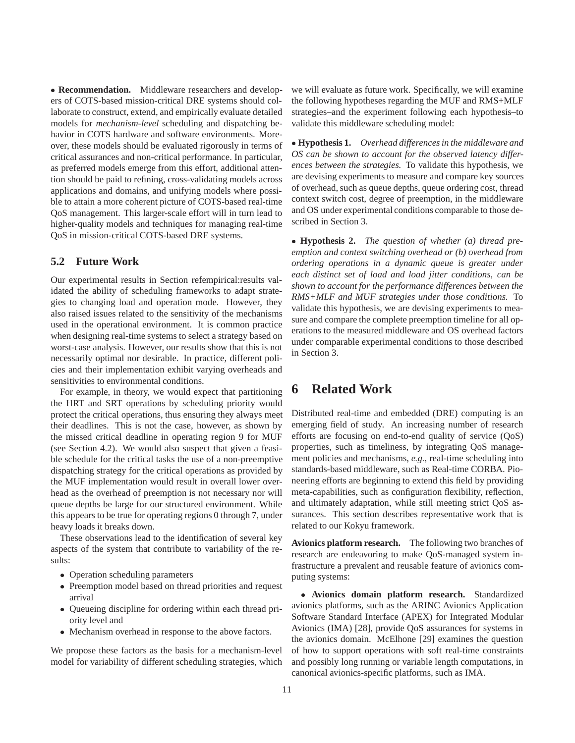• **Recommendation.** Middleware researchers and developers of COTS-based mission-critical DRE systems should collaborate to construct, extend, and empirically evaluate detailed models for *mechanism-level* scheduling and dispatching behavior in COTS hardware and software environments. Moreover, these models should be evaluated rigorously in terms of critical assurances and non-critical performance. In particular, as preferred models emerge from this effort, additional attention should be paid to refining, cross-validating models across applications and domains, and unifying models where possible to attain a more coherent picture of COTS-based real-time QoS management. This larger-scale effort will in turn lead to higher-quality models and techniques for managing real-time QoS in mission-critical COTS-based DRE systems.

## 5.2 Future Work

Our experimental results in Section refempirical:results validated the ability of scheduling frameworks to adapt strategies to changing load and operation mode. However, they also raised issues related to the sensitivity of the mechanisms used in the operational environment. It is common practice when designing real-time systems to select a strategy based on worst-case analysis. However, our results show that this is not necessarily optimal nor desirable. In practice, different policies and their implementation exhibit varying overheads and sensitivities to environmental conditions.

For example, in theory, we would expect that partitioning the HRT and SRT operations by scheduling priority would protect the critical operations, thus ensuring they always meet their deadlines. This is not the case, however, as shown by the missed critical deadline in operating region 9 for MUF (see Section 4.2). We would also suspect that given a feasible schedule for the critical tasks the use of a non-preemptive dispatching strategy for the critical operations as provided by the MUF implementation would result in overall lower overhead as the overhead of preemption is not necessary nor will queue depths be large for our structured environment. While this appears to be true for operating regions 0 through 7, under heavy loads it breaks down.

These observations lead to the identification of several key aspects of the system that contribute to variability of the results:

- Operation scheduling parameters
- Preemption model based on thread priorities and request arrival
- Queueing discipline for ordering within each thread priority level and
- Mechanism overhead in response to the above factors.

We propose these factors as the basis for a mechanism-level model for variability of different scheduling strategies, which we will evaluate as future work. Specifically, we will examine the following hypotheses regarding the MUF and RMS+MLF strategies–and the experiment following each hypothesis–to validate this middleware scheduling model:

• **Hypothesis 1.** *Overhead differences in the middleware and OS can be shown to account for the observed latency differences between the strategies.* To validate this hypothesis, we are devising experiments to measure and compare key sources of overhead, such as queue depths, queue ordering cost, thread context switch cost, degree of preemption, in the middleware and OS under experimental conditions comparable to those described in Section 3.

• **Hypothesis 2.** *The question of whether (a) thread preemption and context switching overhead or (b) overhead from ordering operations in a dynamic queue is greater under each distinct set of load and load jitter conditions, can be shown to account for the performance differences between the RMS+MLF and MUF strategies under those conditions.* To validate this hypothesis, we are devising experiments to measure and compare the complete preemption timeline for all operations to the measured middleware and OS overhead factors under comparable experimental conditions to those described in Section 3.

# 6 Related Work

Distributed real-time and embedded (DRE) computing is an emerging field of study. An increasing number of research efforts are focusing on end-to-end quality of service (QoS) properties, such as timeliness, by integrating QoS management policies and mechanisms, *e.g.*, real-time scheduling into standards-based middleware, such as Real-time CORBA. Pioneering efforts are beginning to extend this field by providing meta-capabilities, such as configuration flexibility, reflection, and ultimately adaptation, while still meeting strict QoS assurances. This section describes representative work that is related to our Kokyu framework.

**Avionics platform research.** The following two branches of research are endeavoring to make QoS-managed system infrastructure a prevalent and reusable feature of avionics computing systems:

• **Avionics domain platform research.** Standardized avionics platforms, such as the ARINC Avionics Application Software Standard Interface (APEX) for Integrated Modular Avionics (IMA) [28], provide QoS assurances for systems in the avionics domain. McElhone [29] examines the question of how to support operations with soft real-time constraints and possibly long running or variable length computations, in canonical avionics-specific platforms, such as IMA.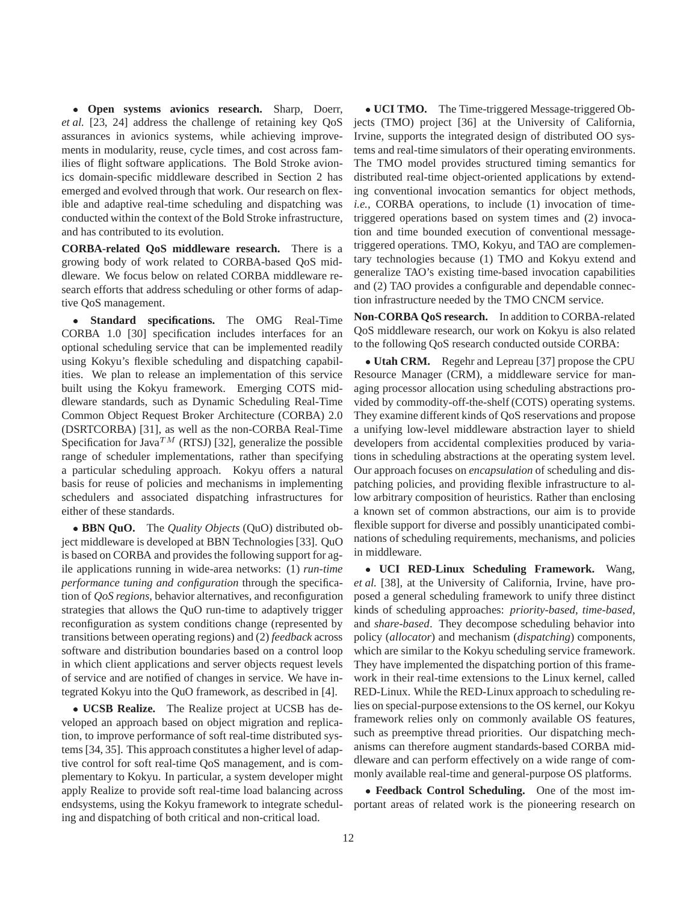• **Open systems avionics research.** Sharp, Doerr, *et al.* [23, 24] address the challenge of retaining key QoS assurances in avionics systems, while achieving improvements in modularity, reuse, cycle times, and cost across families of flight software applications. The Bold Stroke avionics domain-specific middleware described in Section 2 has emerged and evolved through that work. Our research on flexible and adaptive real-time scheduling and dispatching was conducted within the context of the Bold Stroke infrastructure, and has contributed to its evolution.

**CORBA-related QoS middleware research.** There is a growing body of work related to CORBA-based QoS middleware. We focus below on related CORBA middleware research efforts that address scheduling or other forms of adaptive QoS management.

• **Standard specifications.** The OMG Real-Time CORBA 1.0 [30] specification includes interfaces for an optional scheduling service that can be implemented readily using Kokyu's flexible scheduling and dispatching capabilities. We plan to release an implementation of this service built using the Kokyu framework. Emerging COTS middleware standards, such as Dynamic Scheduling Real-Time Common Object Request Broker Architecture (CORBA) 2.0 (DSRTCORBA) [31], as well as the non-CORBA Real-Time Specification for Java$^{TM}$ (RTSJ) [32], generalize the possible range of scheduler implementations, rather than specifying a particular scheduling approach. Kokyu offers a natural basis for reuse of policies and mechanisms in implementing schedulers and associated dispatching infrastructures for either of these standards.

• **BBN QuO.** The *Quality Objects* (QuO) distributed object middleware is developed at BBN Technologies [33]. QuO is based on CORBA and provides the following support for agile applications running in wide-area networks: (1) *run-time performance tuning and configuration* through the specification of *QoS regions*, behavior alternatives, and reconfiguration strategies that allows the QuO run-time to adaptively trigger reconfiguration as system conditions change (represented by transitions between operating regions) and (2) *feedback* across software and distribution boundaries based on a control loop in which client applications and server objects request levels of service and are notified of changes in service. We have integrated Kokyu into the QuO framework, as described in [4].

• **UCSB Realize.** The Realize project at UCSB has developed an approach based on object migration and replication, to improve performance of soft real-time distributed systems [34, 35]. This approach constitutes a higher level of adaptive control for soft real-time QoS management, and is complementary to Kokyu. In particular, a system developer might apply Realize to provide soft real-time load balancing across endsystems, using the Kokyu framework to integrate scheduling and dispatching of both critical and non-critical load.

• **UCI TMO.** The Time-triggered Message-triggered Objects (TMO) project [36] at the University of California, Irvine, supports the integrated design of distributed OO systems and real-time simulators of their operating environments. The TMO model provides structured timing semantics for distributed real-time object-oriented applications by extending conventional invocation semantics for object methods, *i.e.*, CORBA operations, to include (1) invocation of time-triggered operations based on system times and (2) invocation and time bounded execution of conventional message-triggered operations. TMO, Kokyu, and TAO are complementary technologies because (1) TMO and Kokyu extend and generalize TAO's existing time-based invocation capabilities and (2) TAO provides a configurable and dependable connection infrastructure needed by the TMO CNCM service.

**Non-CORBA QoS research.** In addition to CORBA-related QoS middleware research, our work on Kokyu is also related to the following QoS research conducted outside CORBA:

• **Utah CRM.** Regehr and Lepreau [37] propose the CPU Resource Manager (CRM), a middleware service for managing processor allocation using scheduling abstractions provided by commodity-off-the-shelf (COTS) operating systems. They examine different kinds of QoS reservations and propose a unifying low-level middleware abstraction layer to shield developers from accidental complexities produced by variations in scheduling abstractions at the operating system level. Our approach focuses on *encapsulation* of scheduling and dispatching policies, and providing flexible infrastructure to allow arbitrary composition of heuristics. Rather than enclosing a known set of common abstractions, our aim is to provide flexible support for diverse and possibly unanticipated combinations of scheduling requirements, mechanisms, and policies in middleware.

• **UCI RED-Linux Scheduling Framework.** Wang, *et al.* [38], at the University of California, Irvine, have proposed a general scheduling framework to unify three distinct kinds of scheduling approaches: *priority-based*, *time-based*, and *share-based*. They decompose scheduling behavior into policy (*allocator*) and mechanism (*dispatching*) components, which are similar to the Kokyu scheduling service framework. They have implemented the dispatching portion of this framework in their real-time extensions to the Linux kernel, called RED-Linux. While the RED-Linux approach to scheduling relies on special-purpose extensions to the OS kernel, our Kokyu framework relies only on commonly available OS features, such as preemptive thread priorities. Our dispatching mechanisms can therefore augment standards-based CORBA middleware and can perform effectively on a wide range of commonly available real-time and general-purpose OS platforms.

• **Feedback Control Scheduling.** One of the most important areas of related work is the pioneering research on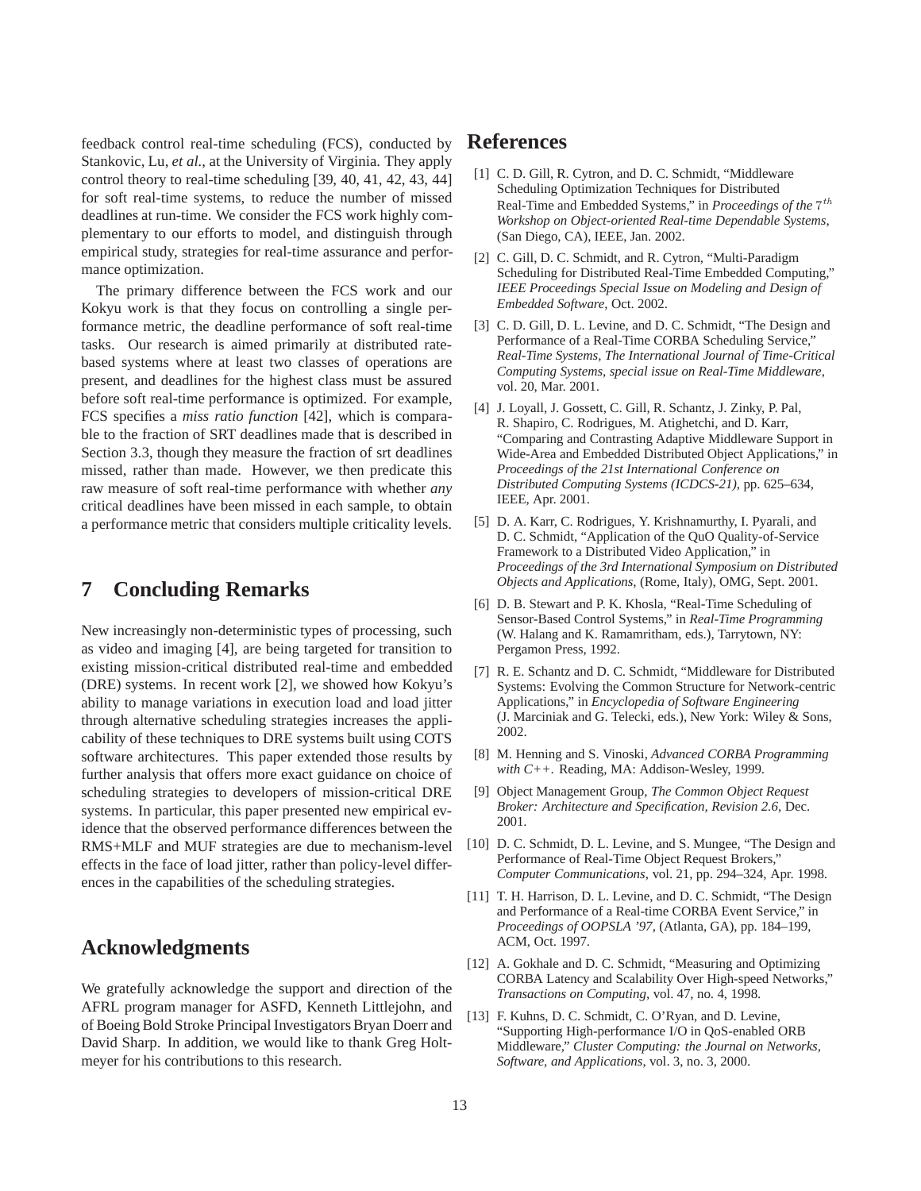feedback control real-time scheduling (FCS), conducted by Stankovic, Lu, *et al.*, at the University of Virginia. They apply control theory to real-time scheduling [39, 40, 41, 42, 43, 44] for soft real-time systems, to reduce the number of missed deadlines at run-time. We consider the FCS work highly complementary to our efforts to model, and distinguish through empirical study, strategies for real-time assurance and performance optimization.

The primary difference between the FCS work and our Kokyu work is that they focus on controlling a single performance metric, the deadline performance of soft real-time tasks. Our research is aimed primarily at distributed rate-based systems where at least two classes of operations are present, and deadlines for the highest class must be assured before soft real-time performance is optimized. For example, FCS specifies a *miss ratio function* [42], which is comparable to the fraction of SRT deadlines made that is described in Section 3.3, though they measure the fraction of srt deadlines missed, rather than made. However, we then predicate this raw measure of soft real-time performance with whether *any* critical deadlines have been missed in each sample, to obtain a performance metric that considers multiple criticality levels.

# 7 Concluding Remarks

New increasingly non-deterministic types of processing, such as video and imaging [4], are being targeted for transition to existing mission-critical distributed real-time and embedded (DRE) systems. In recent work [2], we showed how Kokyu's ability to manage variations in execution load and load jitter through alternative scheduling strategies increases the applicability of these techniques to DRE systems built using COTS software architectures. This paper extended those results by further analysis that offers more exact guidance on choice of scheduling strategies to developers of mission-critical DRE systems. In particular, this paper presented new empirical evidence that the observed performance differences between the RMS+MLF and MUF strategies are due to mechanism-level effects in the face of load jitter, rather than policy-level differences in the capabilities of the scheduling strategies.

# Acknowledgments

We gratefully acknowledge the support and direction of the AFRL program manager for ASFD, Kenneth Littlejohn, and of Boeing Bold Stroke Principal Investigators Bryan Doerr and David Sharp. In addition, we would like to thank Greg Holtmeyer for his contributions to this research.

# References

[1] C. D. Gill, R. Cytron, and D. C. Schmidt, "Middleware Scheduling Optimization Techniques for Distributed Real-Time and Embedded Systems," in *Proceedings of the* $7^{th}$ *Workshop on Object-oriented Real-time Dependable Systems*, (San Diego, CA), IEEE, Jan. 2002.

[2] C. Gill, D. C. Schmidt, and R. Cytron, "Multi-Paradigm Scheduling for Distributed Real-Time Embedded Computing," *IEEE Proceedings Special Issue on Modeling and Design of Embedded Software*, Oct. 2002.

[3] C. D. Gill, D. L. Levine, and D. C. Schmidt, "The Design and Performance of a Real-Time CORBA Scheduling Service," *Real-Time Systems, The International Journal of Time-Critical Computing Systems, special issue on Real-Time Middleware*, vol. 20, Mar. 2001.

[4] J. Loyall, J. Gossett, C. Gill, R. Schantz, J. Zinky, P. Pal, R. Shapiro, C. Rodrigues, M. Atighetchi, and D. Karr, "Comparing and Contrasting Adaptive Middleware Support in Wide-Area and Embedded Distributed Object Applications," in *Proceedings of the 21st International Conference on Distributed Computing Systems (ICDCS-21)*, pp. 625–634, IEEE, Apr. 2001.

[5] D. A. Karr, C. Rodrigues, Y. Krishnamurthy, I. Pyarali, and D. C. Schmidt, "Application of the QuO Quality-of-Service Framework to a Distributed Video Application," in *Proceedings of the 3rd International Symposium on Distributed Objects and Applications*, (Rome, Italy), OMG, Sept. 2001.

[6] D. B. Stewart and P. K. Khosla, "Real-Time Scheduling of Sensor-Based Control Systems," in *Real-Time Programming* (W. Halang and K. Ramamritham, eds.), Tarrytown, NY: Pergamon Press, 1992.

[7] R. E. Schantz and D. C. Schmidt, "Middleware for Distributed Systems: Evolving the Common Structure for Network-centric Applications," in *Encyclopedia of Software Engineering* (J. Marciniak and G. Telecki, eds.), New York: Wiley & Sons, 2002.

[8] M. Henning and S. Vinoski, *Advanced CORBA Programming with C++*. Reading, MA: Addison-Wesley, 1999.

[9] Object Management Group, *The Common Object Request Broker: Architecture and Specification, Revision 2.6*, Dec. 2001.

[10] D. C. Schmidt, D. L. Levine, and S. Mungee, "The Design and Performance of Real-Time Object Request Brokers," *Computer Communications*, vol. 21, pp. 294–324, Apr. 1998.

[11] T. H. Harrison, D. L. Levine, and D. C. Schmidt, "The Design and Performance of a Real-time CORBA Event Service," in *Proceedings of OOPSLA '97*, (Atlanta, GA), pp. 184–199, ACM, Oct. 1997.

[12] A. Gokhale and D. C. Schmidt, "Measuring and Optimizing CORBA Latency and Scalability Over High-speed Networks," *Transactions on Computing*, vol. 47, no. 4, 1998.

[13] F. Kuhns, D. C. Schmidt, C. O'Ryan, and D. Levine, "Supporting High-performance I/O in QoS-enabled ORB Middleware," *Cluster Computing: the Journal on Networks, Software, and Applications*, vol. 3, no. 3, 2000.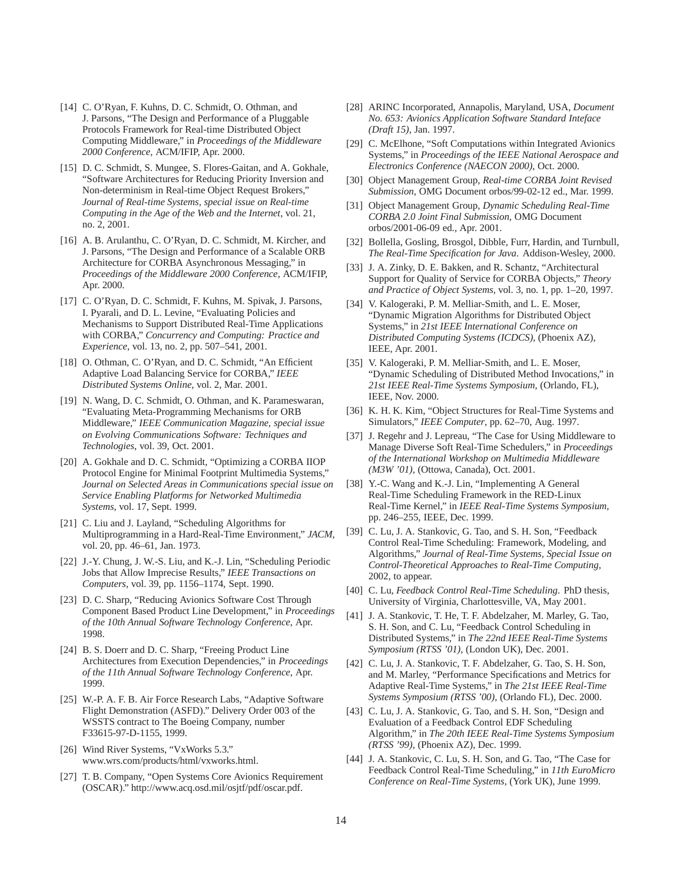[14] C. O'Ryan, F. Kuhns, D. C. Schmidt, O. Othman, and J. Parsons, "The Design and Performance of a Pluggable Protocols Framework for Real-time Distributed Object Computing Middleware," in *Proceedings of the Middleware 2000 Conference*, ACM/IFIP, Apr. 2000.

[15] D. C. Schmidt, S. Mungee, S. Flores-Gaitan, and A. Gokhale, "Software Architectures for Reducing Priority Inversion and Non-determinism in Real-time Object Request Brokers," *Journal of Real-time Systems, special issue on Real-time Computing in the Age of the Web and the Internet*, vol. 21, no. 2, 2001.

[16] A. B. Arulanthu, C. O'Ryan, D. C. Schmidt, M. Kircher, and J. Parsons, "The Design and Performance of a Scalable ORB Architecture for CORBA Asynchronous Messaging," in *Proceedings of the Middleware 2000 Conference*, ACM/IFIP, Apr. 2000.

[17] C. O'Ryan, D. C. Schmidt, F. Kuhns, M. Spivak, J. Parsons, I. Pyarali, and D. L. Levine, "Evaluating Policies and Mechanisms to Support Distributed Real-Time Applications with CORBA," *Concurrency and Computing: Practice and Experience*, vol. 13, no. 2, pp. 507–541, 2001.

[18] O. Othman, C. O'Ryan, and D. C. Schmidt, "An Efficient Adaptive Load Balancing Service for CORBA," *IEEE Distributed Systems Online*, vol. 2, Mar. 2001.

[19] N. Wang, D. C. Schmidt, O. Othman, and K. Parameswaran, "Evaluating Meta-Programming Mechanisms for ORB Middleware," *IEEE Communication Magazine, special issue on Evolving Communications Software: Techniques and Technologies*, vol. 39, Oct. 2001.

[20] A. Gokhale and D. C. Schmidt, "Optimizing a CORBA IIOP Protocol Engine for Minimal Footprint Multimedia Systems," *Journal on Selected Areas in Communications special issue on Service Enabling Platforms for Networked Multimedia Systems*, vol. 17, Sept. 1999.

[21] C. Liu and J. Layland, "Scheduling Algorithms for Multiprogramming in a Hard-Real-Time Environment," *JACM*, vol. 20, pp. 46–61, Jan. 1973.

[22] J.-Y. Chung, J. W.-S. Liu, and K.-J. Lin, "Scheduling Periodic Jobs that Allow Imprecise Results," *IEEE Transactions on Computers*, vol. 39, pp. 1156–1174, Sept. 1990.

[23] D. C. Sharp, "Reducing Avionics Software Cost Through Component Based Product Line Development," in *Proceedings of the 10th Annual Software Technology Conference*, Apr. 1998.

[24] B. S. Doerr and D. C. Sharp, "Freeing Product Line Architectures from Execution Dependencies," in *Proceedings of the 11th Annual Software Technology Conference*, Apr. 1999.

[25] W.-P. A. F. B. Air Force Research Labs, "Adaptive Software Flight Demonstration (ASFD)." Delivery Order 003 of the WSSTS contract to The Boeing Company, number F33615-97-D-1155, 1999.

[26] Wind River Systems, "VxWorks 5.3." www.wrs.com/products/html/vxworks.html.

[27] T. B. Company, "Open Systems Core Avionics Requirement (OSCAR)." http://www.acq.osd.mil/osjtf/pdf/oscar.pdf.

[28] ARINC Incorporated, Annapolis, Maryland, USA, *Document No. 653: Avionics Application Software Standard Inteface (Draft 15)*, Jan. 1997.

[29] C. McElhone, "Soft Computations within Integrated Avionics Systems," in *Proceedings of the IEEE National Aerospace and Electronics Conference (NAECON 2000)*, Oct. 2000.

[30] Object Management Group, *Real-time CORBA Joint Revised Submission*, OMG Document orbos/99-02-12 ed., Mar. 1999.

[31] Object Management Group, *Dynamic Scheduling Real-Time CORBA 2.0 Joint Final Submission*, OMG Document orbos/2001-06-09 ed., Apr. 2001.

[32] Bollella, Gosling, Brosgol, Dibble, Furr, Hardin, and Turnbull, *The Real-Time Specification for Java*. Addison-Wesley, 2000.

[33] J. A. Zinky, D. E. Bakken, and R. Schantz, "Architectural Support for Quality of Service for CORBA Objects," *Theory and Practice of Object Systems*, vol. 3, no. 1, pp. 1–20, 1997.

[34] V. Kalogeraki, P. M. Melliar-Smith, and L. E. Moser, "Dynamic Migration Algorithms for Distributed Object Systems," in *21st IEEE International Conference on Distributed Computing Systems (ICDCS)*, (Phoenix AZ), IEEE, Apr. 2001.

[35] V. Kalogeraki, P. M. Melliar-Smith, and L. E. Moser, "Dynamic Scheduling of Distributed Method Invocations," in *21st IEEE Real-Time Systems Symposium*, (Orlando, FL), IEEE, Nov. 2000.

[36] K. H. K. Kim, "Object Structures for Real-Time Systems and Simulators," *IEEE Computer*, pp. 62–70, Aug. 1997.

[37] J. Regehr and J. Lepreau, "The Case for Using Middleware to Manage Diverse Soft Real-Time Schedulers," in *Proceedings of the International Workshop on Multimedia Middleware (M3W '01)*, (Ottowa, Canada), Oct. 2001.

[38] Y.-C. Wang and K.-J. Lin, "Implementing A General Real-Time Scheduling Framework in the RED-Linux Real-Time Kernel," in *IEEE Real-Time Systems Symposium*, pp. 246–255, IEEE, Dec. 1999.

[39] C. Lu, J. A. Stankovic, G. Tao, and S. H. Son, "Feedback Control Real-Time Scheduling: Framework, Modeling, and Algorithms," *Journal of Real-Time Systems, Special Issue on Control-Theoretical Approaches to Real-Time Computing*, 2002, to appear.

[40] C. Lu, *Feedback Control Real-Time Scheduling*. PhD thesis, University of Virginia, Charlottesville, VA, May 2001.

[41] J. A. Stankovic, T. He, T. F. Abdelzaher, M. Marley, G. Tao, S. H. Son, and C. Lu, "Feedback Control Scheduling in Distributed Systems," in *The 22nd IEEE Real-Time Systems Symposium (RTSS '01)*, (London UK), Dec. 2001.

[42] C. Lu, J. A. Stankovic, T. F. Abdelzaher, G. Tao, S. H. Son, and M. Marley, "Performance Specifications and Metrics for Adaptive Real-Time Systems," in *The 21st IEEE Real-Time Systems Symposium (RTSS '00)*, (Orlando FL), Dec. 2000.

[43] C. Lu, J. A. Stankovic, G. Tao, and S. H. Son, "Design and Evaluation of a Feedback Control EDF Scheduling Algorithm," in *The 20th IEEE Real-Time Systems Symposium (RTSS '99)*, (Phoenix AZ), Dec. 1999.

[44] J. A. Stankovic, C. Lu, S. H. Son, and G. Tao, "The Case for Feedback Control Real-Time Scheduling," in *11th EuroMicro Conference on Real-Time Systems*, (York UK), June 1999.